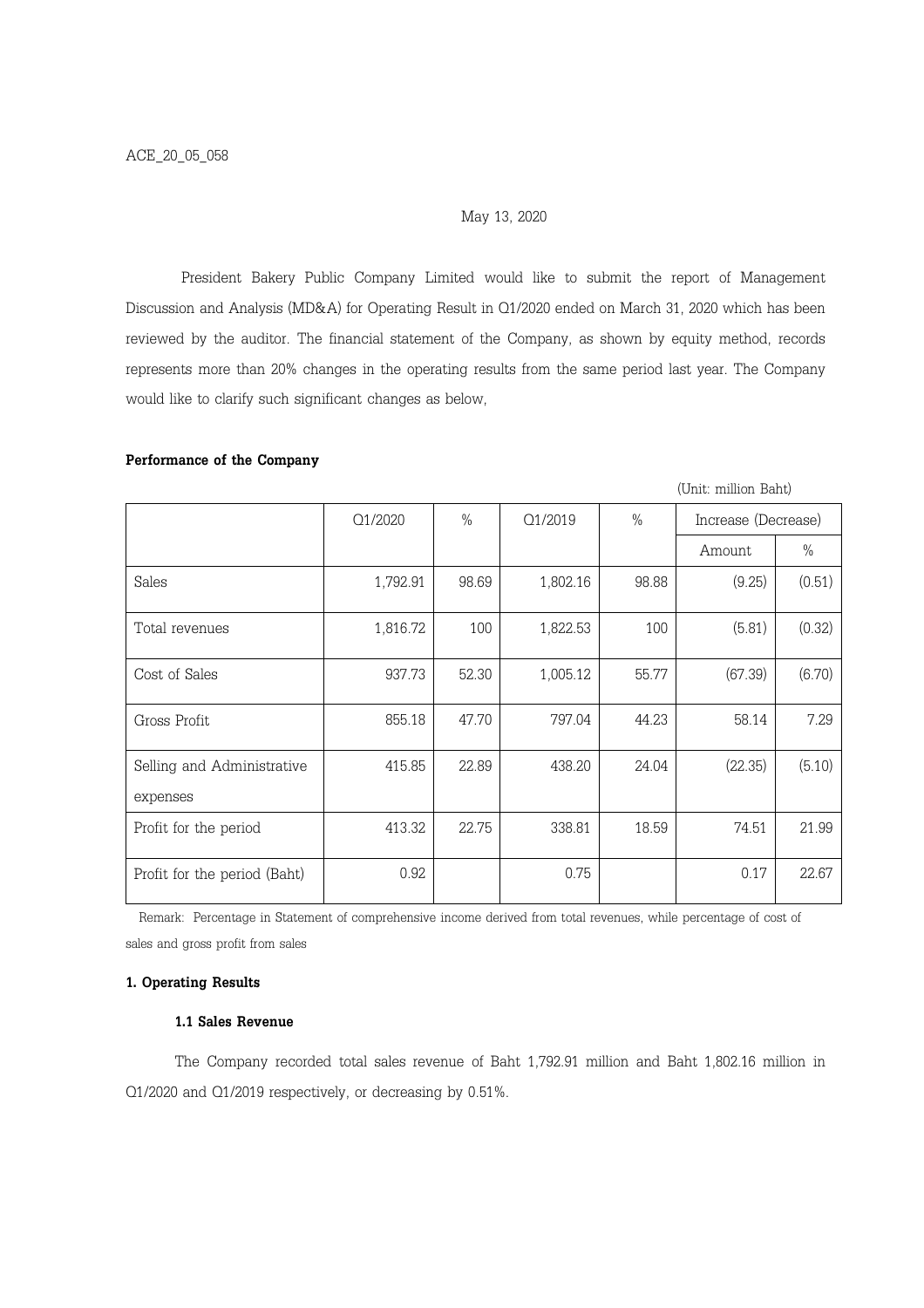ACE_20_05_058

May 13, 2020

President Bakery Public Company Limited would like to submit the report of Management Discussion and Analysis (MD&A) for Operating Result in Q1/2020 ended on March 31, 2020 which has been reviewed by the auditor. The financial statement of the Company, as shown by equity method, records represents more than 20% changes in the operating results from the same period last year. The Company would like to clarify such significant changes as below,

**Performance of the Company**

(Unit: million Baht)

| | Q1/2020 | % | Q1/2019 | % | Increase (Decrease) | |
|---|---|---|---|---|---|---|
| | | | | | Amount | % |
| Sales | 1,792.91 | 98.69 | 1,802.16 | 98.88 | (9.25) | (0.51) |
| Total revenues | 1,816.72 | 100 | 1,822.53 | 100 | (5.81) | (0.32) |
| Cost of Sales | 937.73 | 52.30 | 1,005.12 | 55.77 | (67.39) | (6.70) |
| Gross Profit | 855.18 | 47.70 | 797.04 | 44.23 | 58.14 | 7.29 |
| Selling and Administrative expenses | 415.85 | 22.89 | 438.20 | 24.04 | (22.35) | (5.10) |
| Profit for the period | 413.32 | 22.75 | 338.81 | 18.59 | 74.51 | 21.99 |
| Profit for the period (Baht) | 0.92 | | 0.75 | | 0.17 | 22.67 |

Remark: Percentage in Statement of comprehensive income derived from total revenues, while percentage of cost of sales and gross profit from sales

**1. Operating Results**

**1.1 Sales Revenue**

The Company recorded total sales revenue of Baht 1,792.91 million and Baht 1,802.16 million in Q1/2020 and Q1/2019 respectively, or decreasing by 0.51%.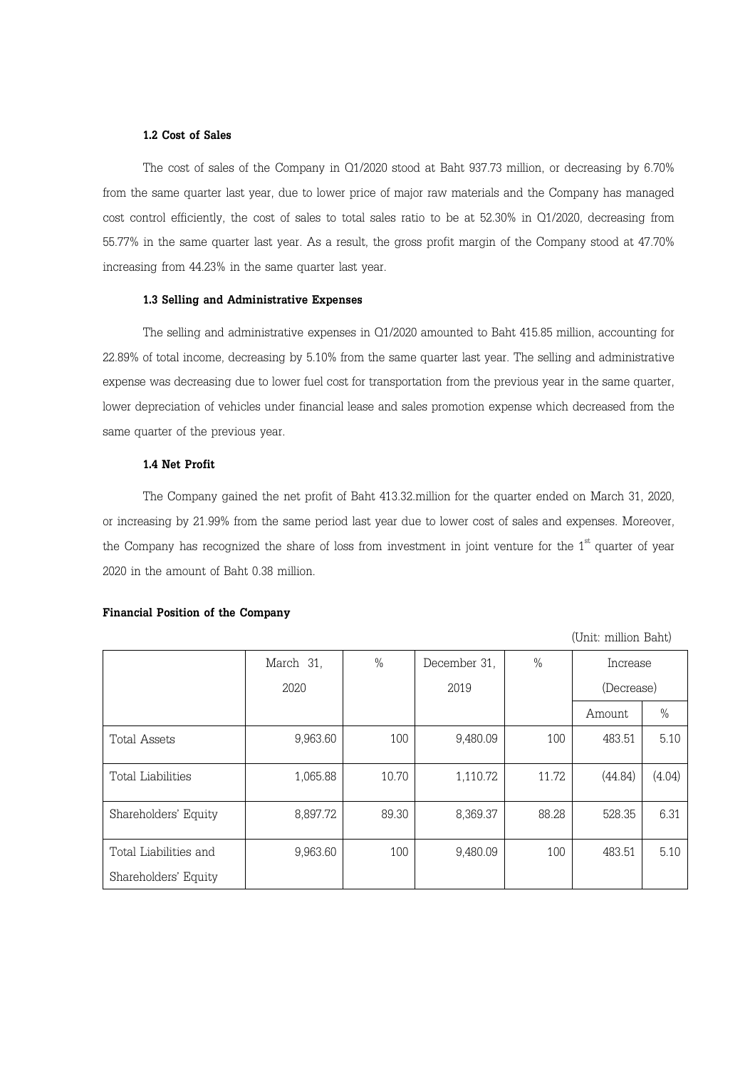### 1.2 Cost of Sales

The cost of sales of the Company in Q1/2020 stood at Baht 937.73 million, or decreasing by 6.70% from the same quarter last year, due to lower price of major raw materials and the Company has managed cost control efficiently, the cost of sales to total sales ratio to be at 52.30% in Q1/2020, decreasing from 55.77% in the same quarter last year. As a result, the gross profit margin of the Company stood at 47.70% increasing from 44.23% in the same quarter last year.

### 1.3 Selling and Administrative Expenses

The selling and administrative expenses in Q1/2020 amounted to Baht 415.85 million, accounting for 22.89% of total income, decreasing by 5.10% from the same quarter last year. The selling and administrative expense was decreasing due to lower fuel cost for transportation from the previous year in the same quarter, lower depreciation of vehicles under financial lease and sales promotion expense which decreased from the same quarter of the previous year.

### 1.4 Net Profit

The Company gained the net profit of Baht 413.32.million for the quarter ended on March 31, 2020, or increasing by 21.99% from the same period last year due to lower cost of sales and expenses. Moreover, the Company has recognized the share of loss from investment in joint venture for the 1st quarter of year 2020 in the amount of Baht 0.38 million.

**Financial Position of the Company**

(Unit: million Baht)

| | March 31, 2020 | % | December 31, 2019 | % | Increase (Decrease) | |
|---|---|---|---|---|---|---|
| | | | | | Amount | % |
| Total Assets | 9,963.60 | 100 | 9,480.09 | 100 | 483.51 | 5.10 |
| Total Liabilities | 1,065.88 | 10.70 | 1,110.72 | 11.72 | (44.84) | (4.04) |
| Shareholders' Equity | 8,897.72 | 89.30 | 8,369.37 | 88.28 | 528.35 | 6.31 |
| Total Liabilities and Shareholders' Equity | 9,963.60 | 100 | 9,480.09 | 100 | 483.51 | 5.10 |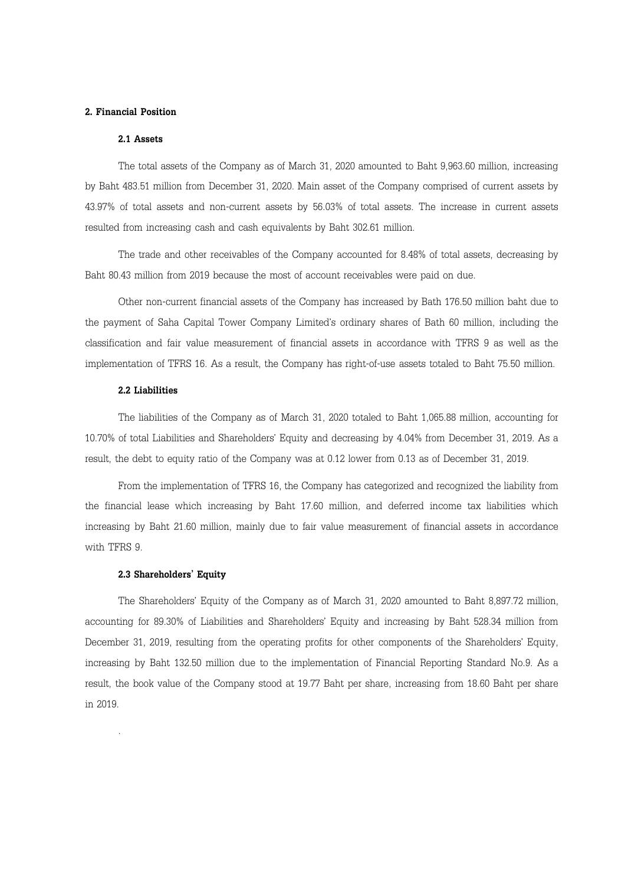**2. Financial Position**

**2.1 Assets**

The total assets of the Company as of March 31, 2020 amounted to Baht 9,963.60 million, increasing by Baht 483.51 million from December 31, 2020. Main asset of the Company comprised of current assets by 43.97% of total assets and non-current assets by 56.03% of total assets. The increase in current assets resulted from increasing cash and cash equivalents by Baht 302.61 million.

The trade and other receivables of the Company accounted for 8.48% of total assets, decreasing by Baht 80.43 million from 2019 because the most of account receivables were paid on due.

Other non-current financial assets of the Company has increased by Bath 176.50 million baht due to the payment of Saha Capital Tower Company Limited's ordinary shares of Bath 60 million, including the classification and fair value measurement of financial assets in accordance with TFRS 9 as well as the implementation of TFRS 16. As a result, the Company has right-of-use assets totaled to Baht 75.50 million.

**2.2 Liabilities**

The liabilities of the Company as of March 31, 2020 totaled to Baht 1,065.88 million, accounting for 10.70% of total Liabilities and Shareholders' Equity and decreasing by 4.04% from December 31, 2019. As a result, the debt to equity ratio of the Company was at 0.12 lower from 0.13 as of December 31, 2019.

From the implementation of TFRS 16, the Company has categorized and recognized the liability from the financial lease which increasing by Baht 17.60 million, and deferred income tax liabilities which increasing by Baht 21.60 million, mainly due to fair value measurement of financial assets in accordance with TFRS 9.

**2.3 Shareholders' Equity**

The Shareholders' Equity of the Company as of March 31, 2020 amounted to Baht 8,897.72 million, accounting for 89.30% of Liabilities and Shareholders' Equity and increasing by Baht 528.34 million from December 31, 2019, resulting from the operating profits for other components of the Shareholders' Equity, increasing by Baht 132.50 million due to the implementation of Financial Reporting Standard No.9. As a result, the book value of the Company stood at 19.77 Baht per share, increasing from 18.60 Baht per share in 2019.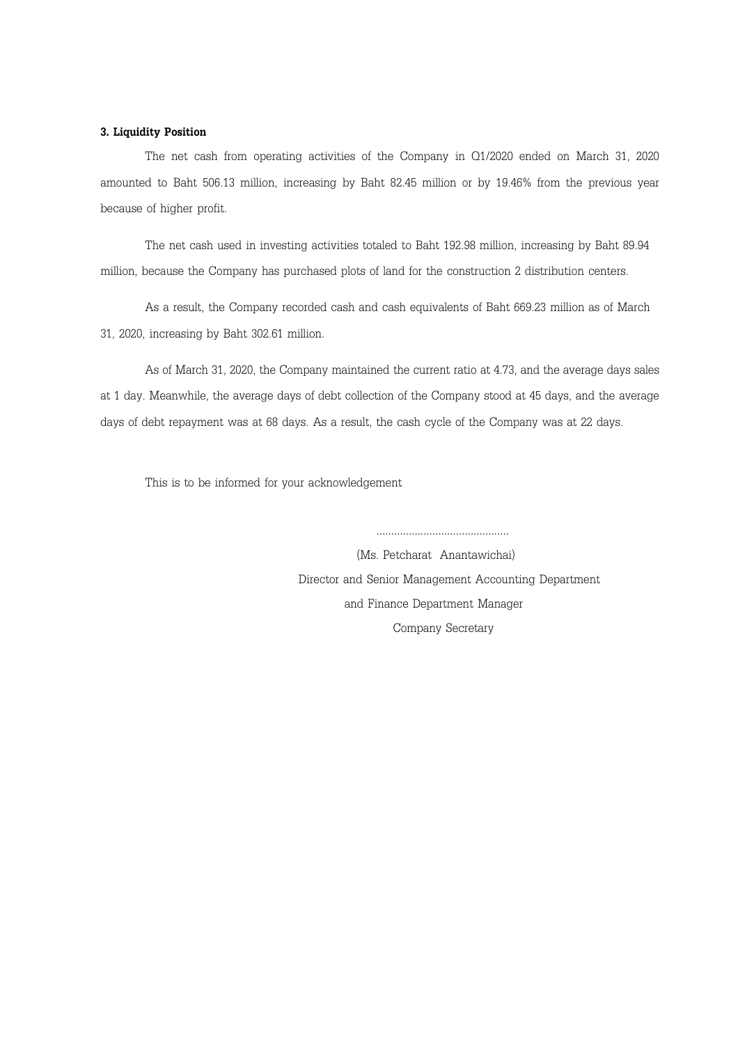**3. Liquidity Position**

The net cash from operating activities of the Company in Q1/2020 ended on March 31, 2020 amounted to Baht 506.13 million, increasing by Baht 82.45 million or by 19.46% from the previous year because of higher profit.

The net cash used in investing activities totaled to Baht 192.98 million, increasing by Baht 89.94 million, because the Company has purchased plots of land for the construction 2 distribution centers.

As a result, the Company recorded cash and cash equivalents of Baht 669.23 million as of March 31, 2020, increasing by Baht 302.61 million.

As of March 31, 2020, the Company maintained the current ratio at 4.73, and the average days sales at 1 day. Meanwhile, the average days of debt collection of the Company stood at 45 days, and the average days of debt repayment was at 68 days. As a result, the cash cycle of the Company was at 22 days.

This is to be informed for your acknowledgement

..............................................

(Ms. Petcharat Anantawichai)

Director and Senior Management Accounting Department

and Finance Department Manager

Company Secretary